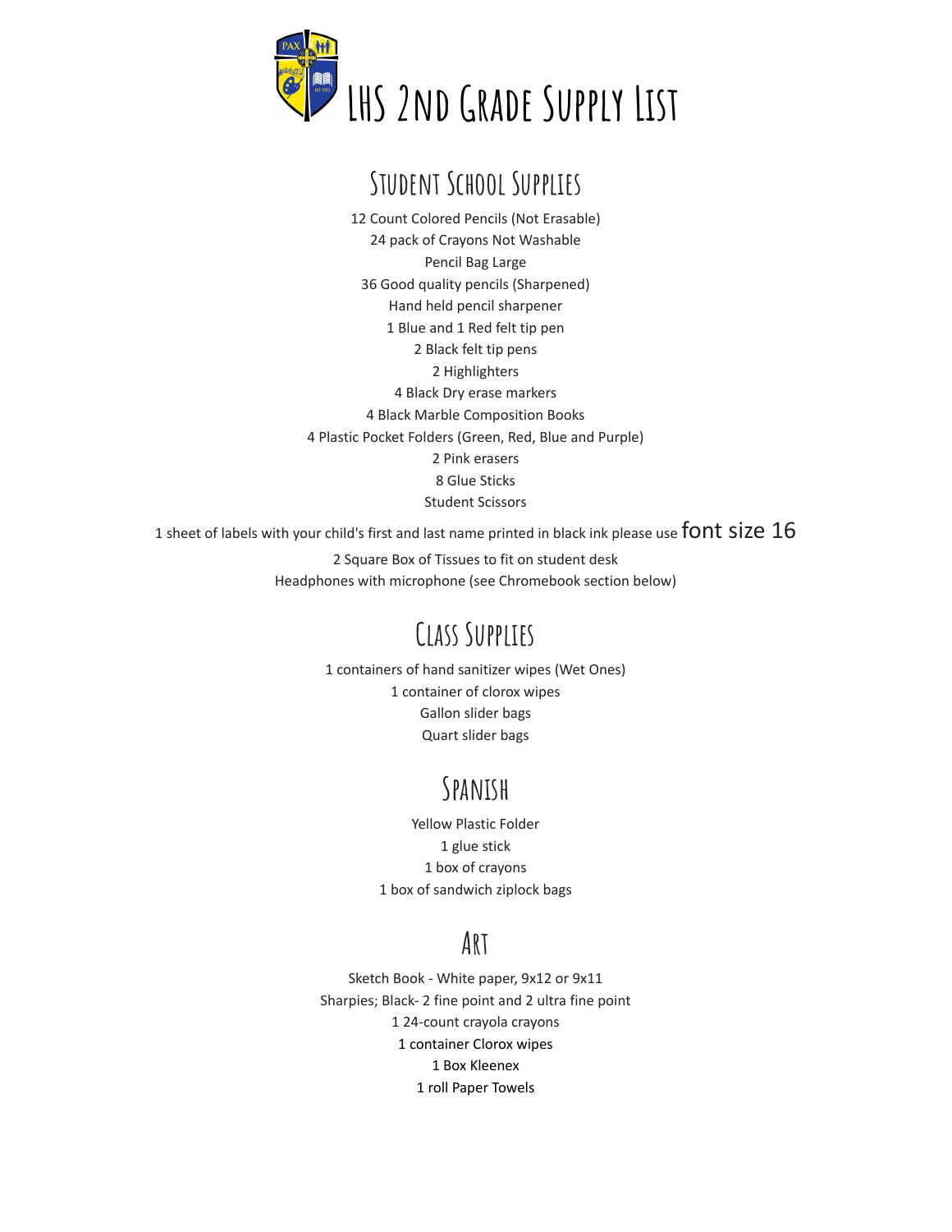# LHS 2nd Grade Supply List

## Student School Supplies

12 Count Colored Pencils (Not Erasable)
24 pack of Crayons Not Washable
Pencil Bag Large
36 Good quality pencils (Sharpened)
Hand held pencil sharpener
1 Blue and 1 Red felt tip pen
2 Black felt tip pens
2 Highlighters
4 Black Dry erase markers
4 Black Marble Composition Books
4 Plastic Pocket Folders (Green, Red, Blue and Purple)
2 Pink erasers
8 Glue Sticks
Student Scissors
1 sheet of labels with your child's first and last name printed in black ink please use font size 16
2 Square Box of Tissues to fit on student desk
Headphones with microphone (see Chromebook section below)

## Class Supplies

1 containers of hand sanitizer wipes (Wet Ones)
1 container of clorox wipes
Gallon slider bags
Quart slider bags

## Spanish

Yellow Plastic Folder
1 glue stick
1 box of crayons
1 box of sandwich ziplock bags

## Art

Sketch Book - White paper, 9x12 or 9x11
Sharpies; Black- 2 fine point and 2 ultra fine point
1 24-count crayola crayons
1 container Clorox wipes
1 Box Kleenex
1 roll Paper Towels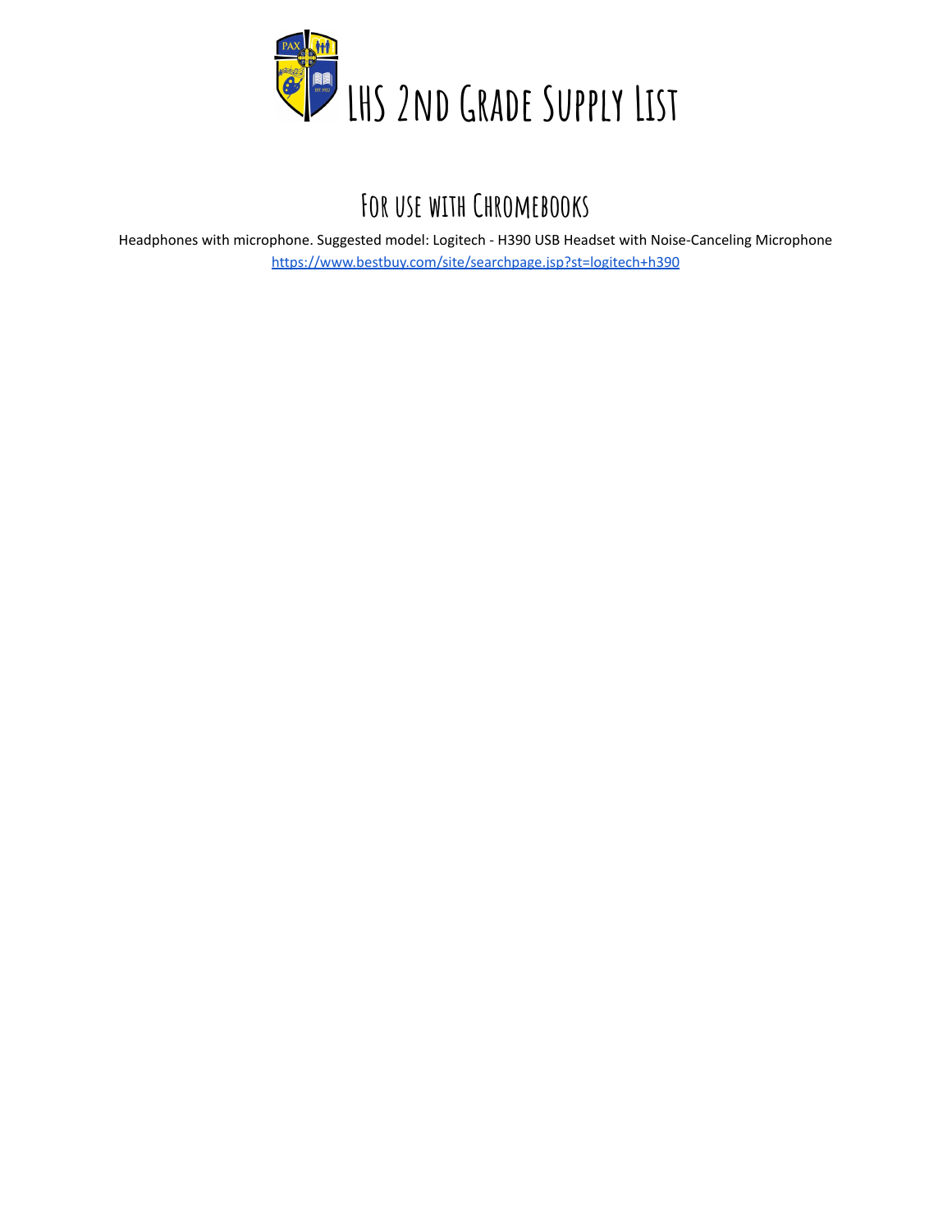# LHS 2nd Grade Supply List

## For use with Chromebooks

Headphones with microphone. Suggested model: Logitech - H390 USB Headset with Noise-Canceling Microphone
https://www.bestbuy.com/site/searchpage.jsp?st=logitech+h390